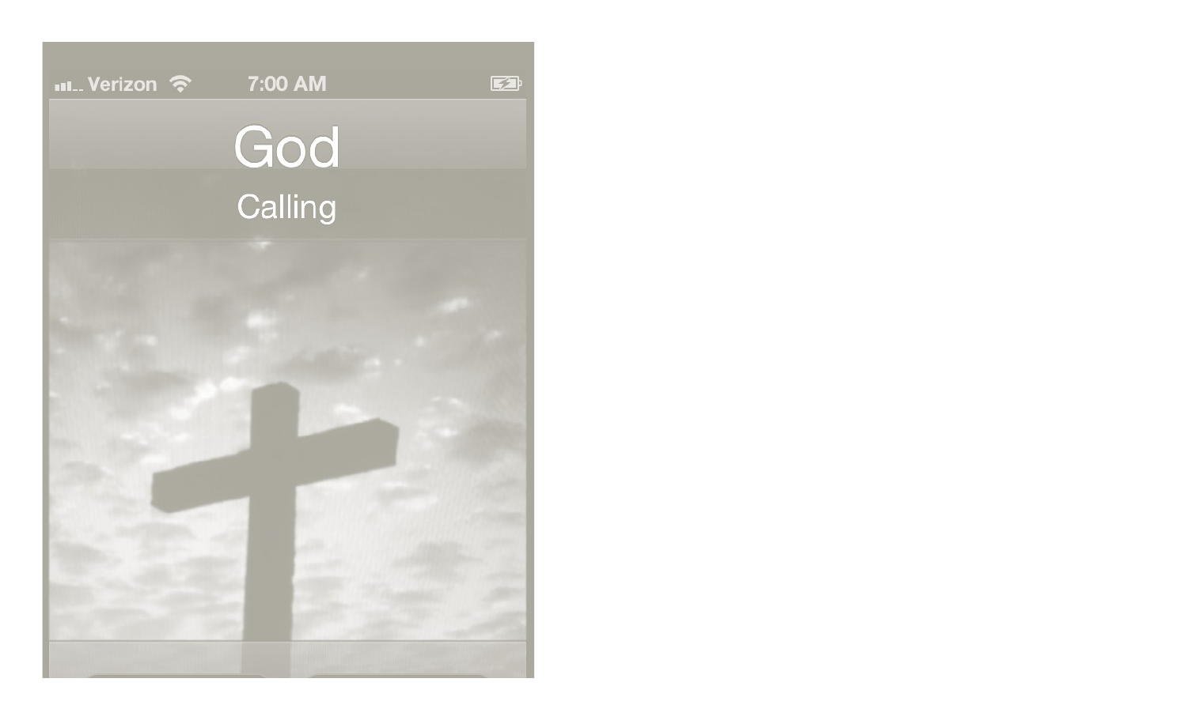Verizon 7:00 AM

God

Calling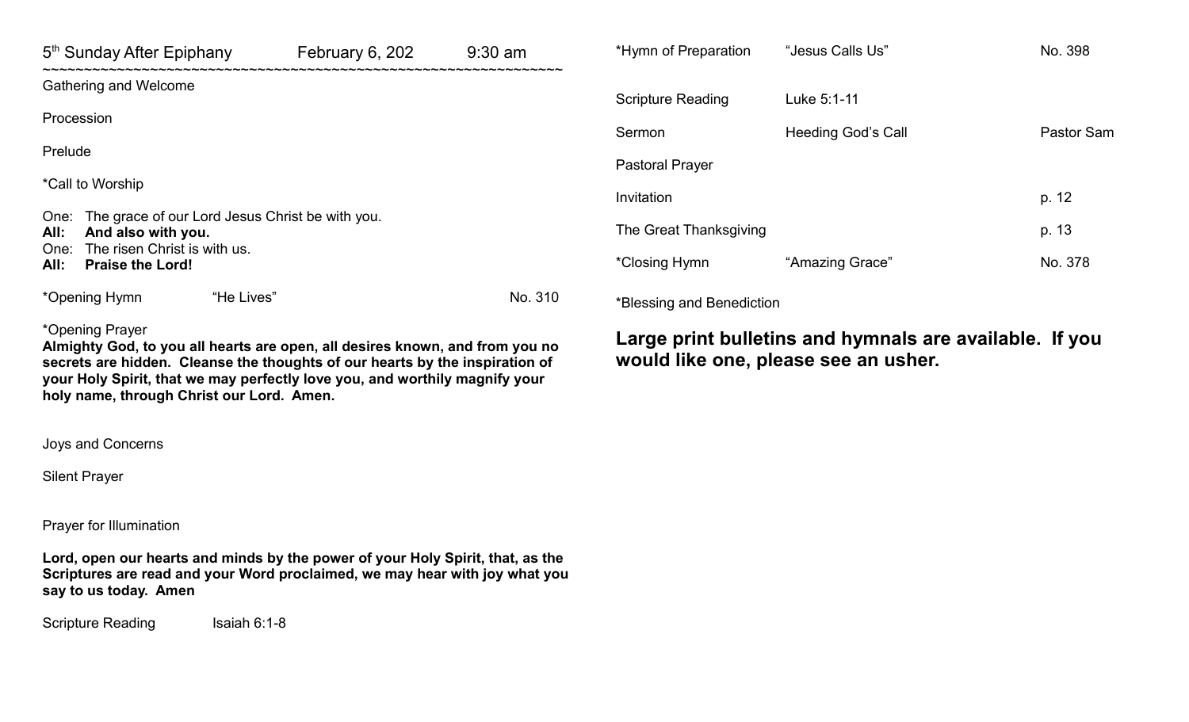5th Sunday After Epiphany	February 6, 202	9:30 am

~~~~~~~~~~~~~~~~~~~~~~~~~~~~~~~~~~~~~~~~~~~~~~~~~~~~~~~~~~~~~~

Gathering and Welcome

Procession

Prelude

*Call to Worship

One: The grace of our Lord Jesus Christ be with you.
**All: And also with you.**
One: The risen Christ is with us.
**All: Praise the Lord!**

*Opening Hymn	"He Lives"	No. 310

*Opening Prayer
**Almighty God, to you all hearts are open, all desires known, and from you no secrets are hidden. Cleanse the thoughts of our hearts by the inspiration of your Holy Spirit, that we may perfectly love you, and worthily magnify your holy name, through Christ our Lord. Amen.**

Joys and Concerns

Silent Prayer

Prayer for Illumination

**Lord, open our hearts and minds by the power of your Holy Spirit, that, as the Scriptures are read and your Word proclaimed, we may hear with joy what you say to us today. Amen**

Scripture Reading	Isaiah 6:1-8

*Hymn of Preparation	"Jesus Calls Us"	No. 398

Scripture Reading	Luke 5:1-11

Sermon	Heeding God's Call	Pastor Sam

Pastoral Prayer

Invitation	p. 12

The Great Thanksgiving	p. 13

*Closing Hymn	"Amazing Grace"	No. 378

*Blessing and Benediction

**Large print bulletins and hymnals are available. If you would like one, please see an usher.**